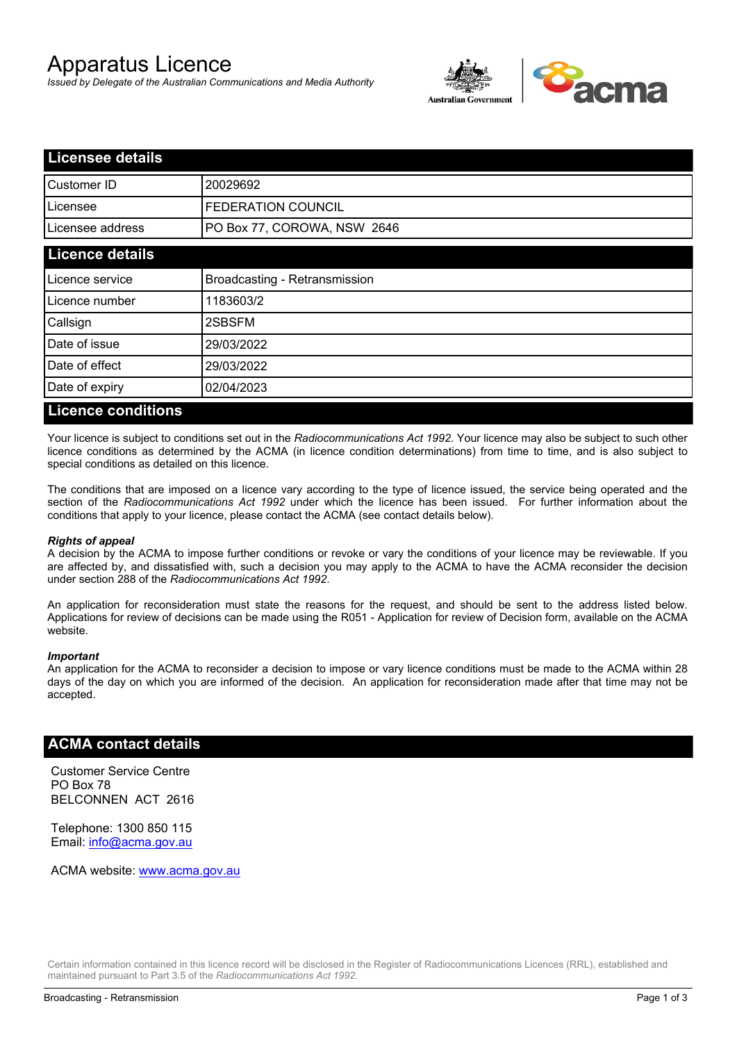# Apparatus Licence

*Issued by Delegate of the Australian Communications and Media Authority*

## Licensee details

| | |
|---|---|
| Customer ID | 20029692 |
| Licensee | FEDERATION COUNCIL |
| Licensee address | PO Box 77, COROWA, NSW 2646 |

## Licence details

| | |
|---|---|
| Licence service | Broadcasting - Retransmission |
| Licence number | 1183603/2 |
| Callsign | 2SBSFM |
| Date of issue | 29/03/2022 |
| Date of effect | 29/03/2022 |
| Date of expiry | 02/04/2023 |

## Licence conditions

Your licence is subject to conditions set out in the *Radiocommunications Act 1992*. Your licence may also be subject to such other licence conditions as determined by the ACMA (in licence condition determinations) from time to time, and is also subject to special conditions as detailed on this licence.

The conditions that are imposed on a licence vary according to the type of licence issued, the service being operated and the section of the *Radiocommunications Act 1992* under which the licence has been issued. For further information about the conditions that apply to your licence, please contact the ACMA (see contact details below).

***Rights of appeal***

A decision by the ACMA to impose further conditions or revoke or vary the conditions of your licence may be reviewable. If you are affected by, and dissatisfied with, such a decision you may apply to the ACMA to have the ACMA reconsider the decision under section 288 of the *Radiocommunications Act 1992*.

An application for reconsideration must state the reasons for the request, and should be sent to the address listed below. Applications for review of decisions can be made using the R051 - Application for review of Decision form, available on the ACMA website.

***Important***

An application for the ACMA to reconsider a decision to impose or vary licence conditions must be made to the ACMA within 28 days of the day on which you are informed of the decision. An application for reconsideration made after that time may not be accepted.

## ACMA contact details

Customer Service Centre
PO Box 78
BELCONNEN ACT 2616

Telephone: 1300 850 115
Email: info@acma.gov.au

ACMA website: www.acma.gov.au

Certain information contained in this licence record will be disclosed in the Register of Radiocommunications Licences (RRL), established and maintained pursuant to Part 3.5 of the *Radiocommunications Act 1992.*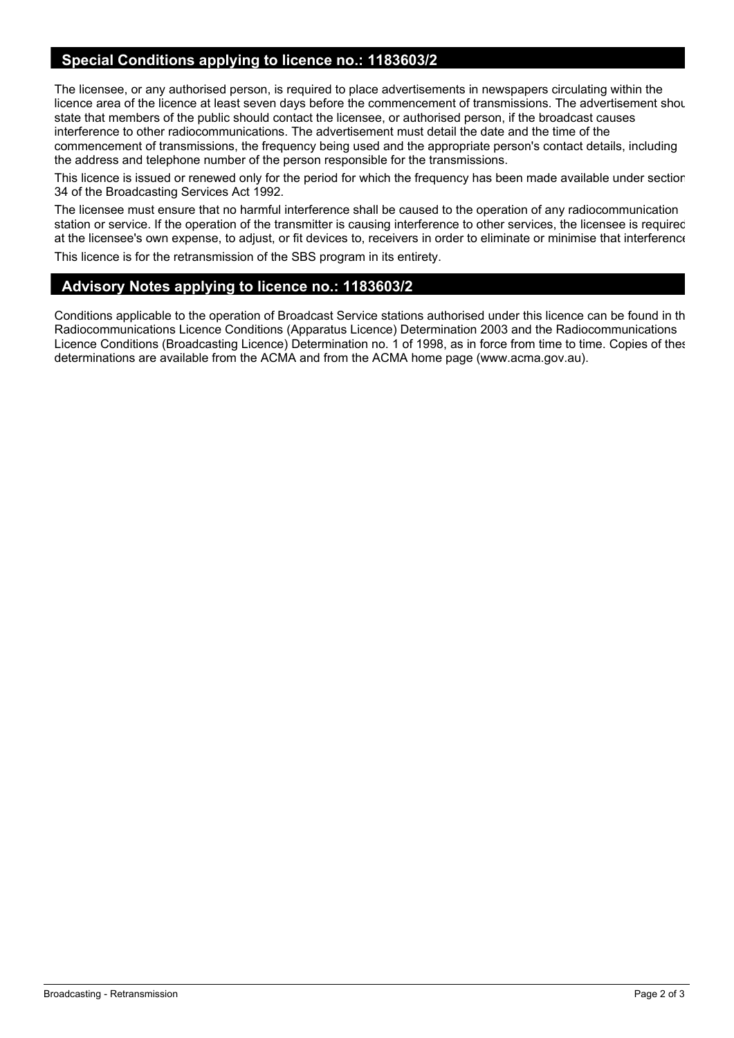## Special Conditions applying to licence no.: 1183603/2

The licensee, or any authorised person, is required to place advertisements in newspapers circulating within the licence area of the licence at least seven days before the commencement of transmissions. The advertisement shou state that members of the public should contact the licensee, or authorised person, if the broadcast causes interference to other radiocommunications. The advertisement must detail the date and the time of the commencement of transmissions, the frequency being used and the appropriate person's contact details, including the address and telephone number of the person responsible for the transmissions.

This licence is issued or renewed only for the period for which the frequency has been made available under section 34 of the Broadcasting Services Act 1992.

The licensee must ensure that no harmful interference shall be caused to the operation of any radiocommunication station or service. If the operation of the transmitter is causing interference to other services, the licensee is required at the licensee's own expense, to adjust, or fit devices to, receivers in order to eliminate or minimise that interference

This licence is for the retransmission of the SBS program in its entirety.

## Advisory Notes applying to licence no.: 1183603/2

Conditions applicable to the operation of Broadcast Service stations authorised under this licence can be found in th Radiocommunications Licence Conditions (Apparatus Licence) Determination 2003 and the Radiocommunications Licence Conditions (Broadcasting Licence) Determination no. 1 of 1998, as in force from time to time. Copies of thes determinations are available from the ACMA and from the ACMA home page (www.acma.gov.au).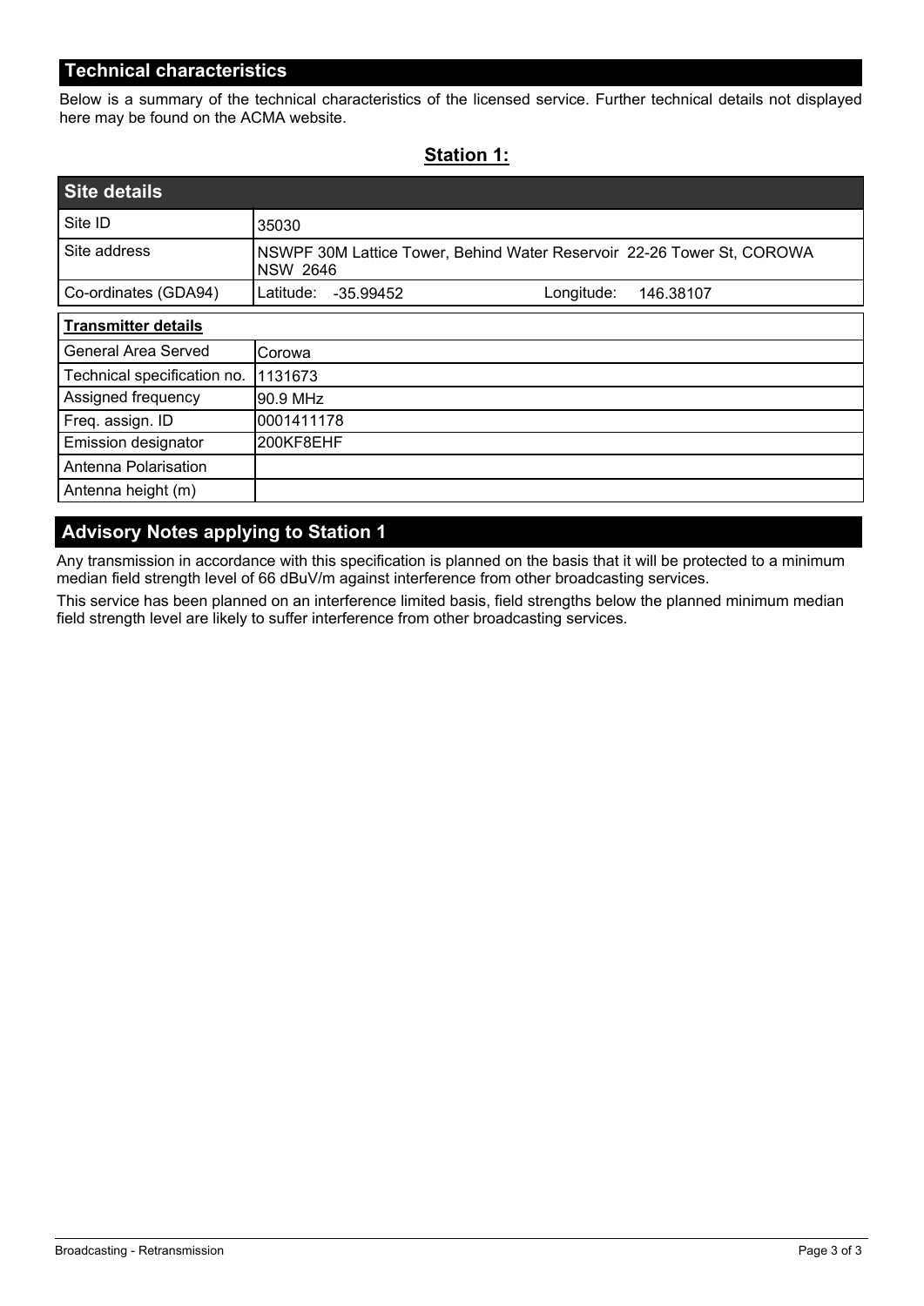## Technical characteristics

Below is a summary of the technical characteristics of the licensed service. Further technical details not displayed here may be found on the ACMA website.

### Station 1:

| Site details | |
|---|---|
| Site ID | 35030 |
| Site address | NSWPF 30M Lattice Tower, Behind Water Reservoir 22-26 Tower St, COROWA NSW 2646 |
| Co-ordinates (GDA94) | Latitude: -35.99452 Longitude: 146.38107 |

| Transmitter details | |
|---|---|
| General Area Served | Corowa |
| Technical specification no. | 1131673 |
| Assigned frequency | 90.9 MHz |
| Freq. assign. ID | 0001411178 |
| Emission designator | 200KF8EHF |
| Antenna Polarisation | |
| Antenna height (m) | |

## Advisory Notes applying to Station 1

Any transmission in accordance with this specification is planned on the basis that it will be protected to a minimum median field strength level of 66 dBuV/m against interference from other broadcasting services.

This service has been planned on an interference limited basis, field strengths below the planned minimum median field strength level are likely to suffer interference from other broadcasting services.